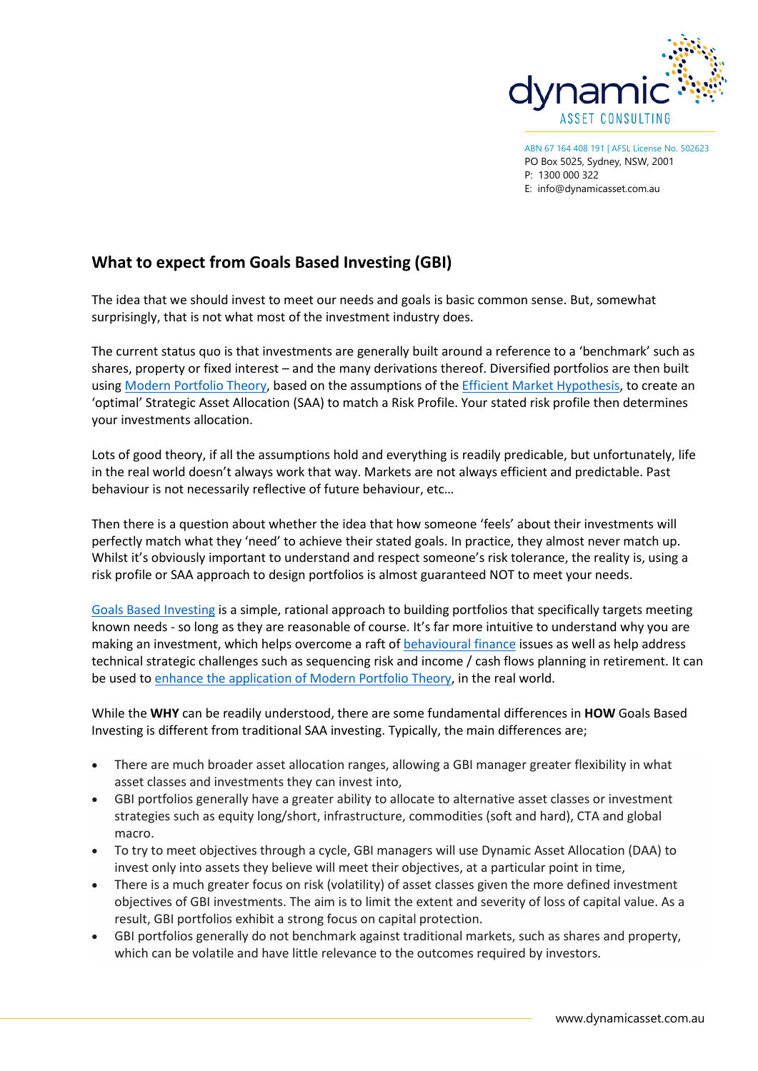dynamic
ASSET CONSULTING

ABN 67 164 408 191 | AFSL License No. 502623
PO Box 5025, Sydney, NSW, 2001
P: 1300 000 322
E: info@dynamicasset.com.au

## What to expect from Goals Based Investing (GBI)

The idea that we should invest to meet our needs and goals is basic common sense. But, somewhat surprisingly, that is not what most of the investment industry does.

The current status quo is that investments are generally built around a reference to a 'benchmark' such as shares, property or fixed interest – and the many derivations thereof. Diversified portfolios are then built using Modern Portfolio Theory, based on the assumptions of the Efficient Market Hypothesis, to create an 'optimal' Strategic Asset Allocation (SAA) to match a Risk Profile. Your stated risk profile then determines your investments allocation.

Lots of good theory, if all the assumptions hold and everything is readily predicable, but unfortunately, life in the real world doesn't always work that way. Markets are not always efficient and predictable. Past behaviour is not necessarily reflective of future behaviour, etc…

Then there is a question about whether the idea that how someone 'feels' about their investments will perfectly match what they 'need' to achieve their stated goals. In practice, they almost never match up. Whilst it's obviously important to understand and respect someone's risk tolerance, the reality is, using a risk profile or SAA approach to design portfolios is almost guaranteed NOT to meet your needs.

Goals Based Investing is a simple, rational approach to building portfolios that specifically targets meeting known needs - so long as they are reasonable of course. It's far more intuitive to understand why you are making an investment, which helps overcome a raft of behavioural finance issues as well as help address technical strategic challenges such as sequencing risk and income / cash flows planning in retirement. It can be used to enhance the application of Modern Portfolio Theory, in the real world.

While the **WHY** can be readily understood, there are some fundamental differences in **HOW** Goals Based Investing is different from traditional SAA investing. Typically, the main differences are;

- There are much broader asset allocation ranges, allowing a GBI manager greater flexibility in what asset classes and investments they can invest into,
- GBI portfolios generally have a greater ability to allocate to alternative asset classes or investment strategies such as equity long/short, infrastructure, commodities (soft and hard), CTA and global macro.
- To try to meet objectives through a cycle, GBI managers will use Dynamic Asset Allocation (DAA) to invest only into assets they believe will meet their objectives, at a particular point in time,
- There is a much greater focus on risk (volatility) of asset classes given the more defined investment objectives of GBI investments. The aim is to limit the extent and severity of loss of capital value. As a result, GBI portfolios exhibit a strong focus on capital protection.
- GBI portfolios generally do not benchmark against traditional markets, such as shares and property, which can be volatile and have little relevance to the outcomes required by investors.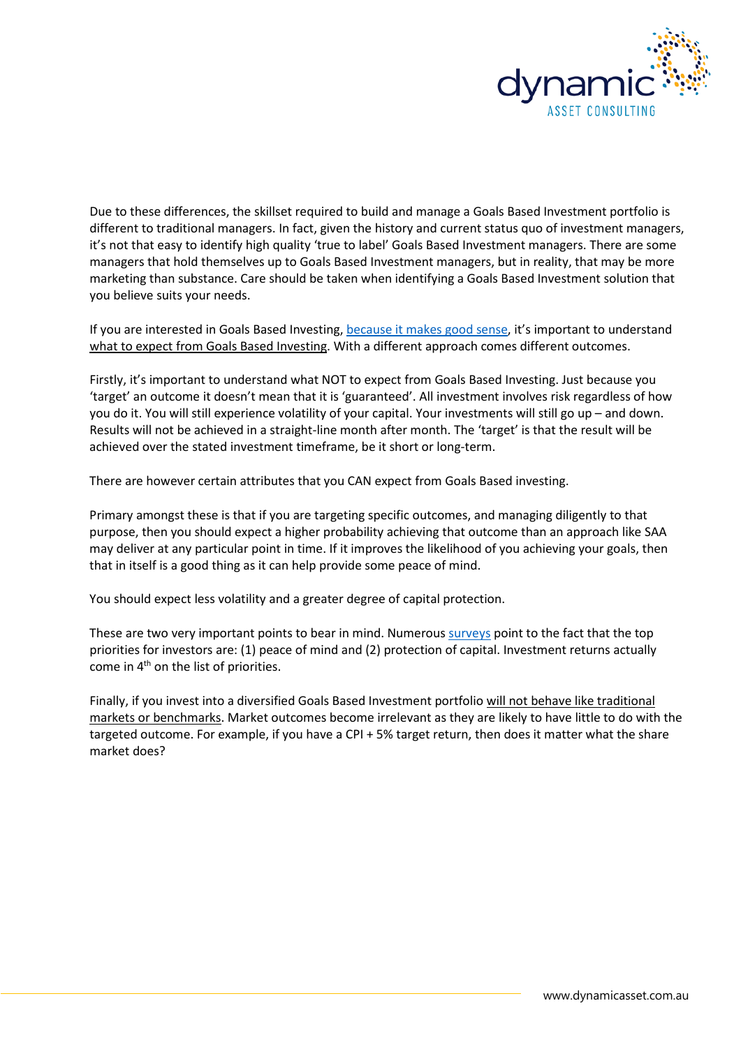Due to these differences, the skillset required to build and manage a Goals Based Investment portfolio is different to traditional managers. In fact, given the history and current status quo of investment managers, it's not that easy to identify high quality 'true to label' Goals Based Investment managers. There are some managers that hold themselves up to Goals Based Investment managers, but in reality, that may be more marketing than substance. Care should be taken when identifying a Goals Based Investment solution that you believe suits your needs.

If you are interested in Goals Based Investing, because it makes good sense, it's important to understand what to expect from Goals Based Investing. With a different approach comes different outcomes.

Firstly, it's important to understand what NOT to expect from Goals Based Investing. Just because you 'target' an outcome it doesn't mean that it is 'guaranteed'. All investment involves risk regardless of how you do it. You will still experience volatility of your capital. Your investments will still go up – and down. Results will not be achieved in a straight-line month after month. The 'target' is that the result will be achieved over the stated investment timeframe, be it short or long-term.

There are however certain attributes that you CAN expect from Goals Based investing.

Primary amongst these is that if you are targeting specific outcomes, and managing diligently to that purpose, then you should expect a higher probability achieving that outcome than an approach like SAA may deliver at any particular point in time. If it improves the likelihood of you achieving your goals, then that in itself is a good thing as it can help provide some peace of mind.

You should expect less volatility and a greater degree of capital protection.

These are two very important points to bear in mind. Numerous surveys point to the fact that the top priorities for investors are: (1) peace of mind and (2) protection of capital. Investment returns actually come in 4th on the list of priorities.

Finally, if you invest into a diversified Goals Based Investment portfolio will not behave like traditional markets or benchmarks. Market outcomes become irrelevant as they are likely to have little to do with the targeted outcome. For example, if you have a CPI + 5% target return, then does it matter what the share market does?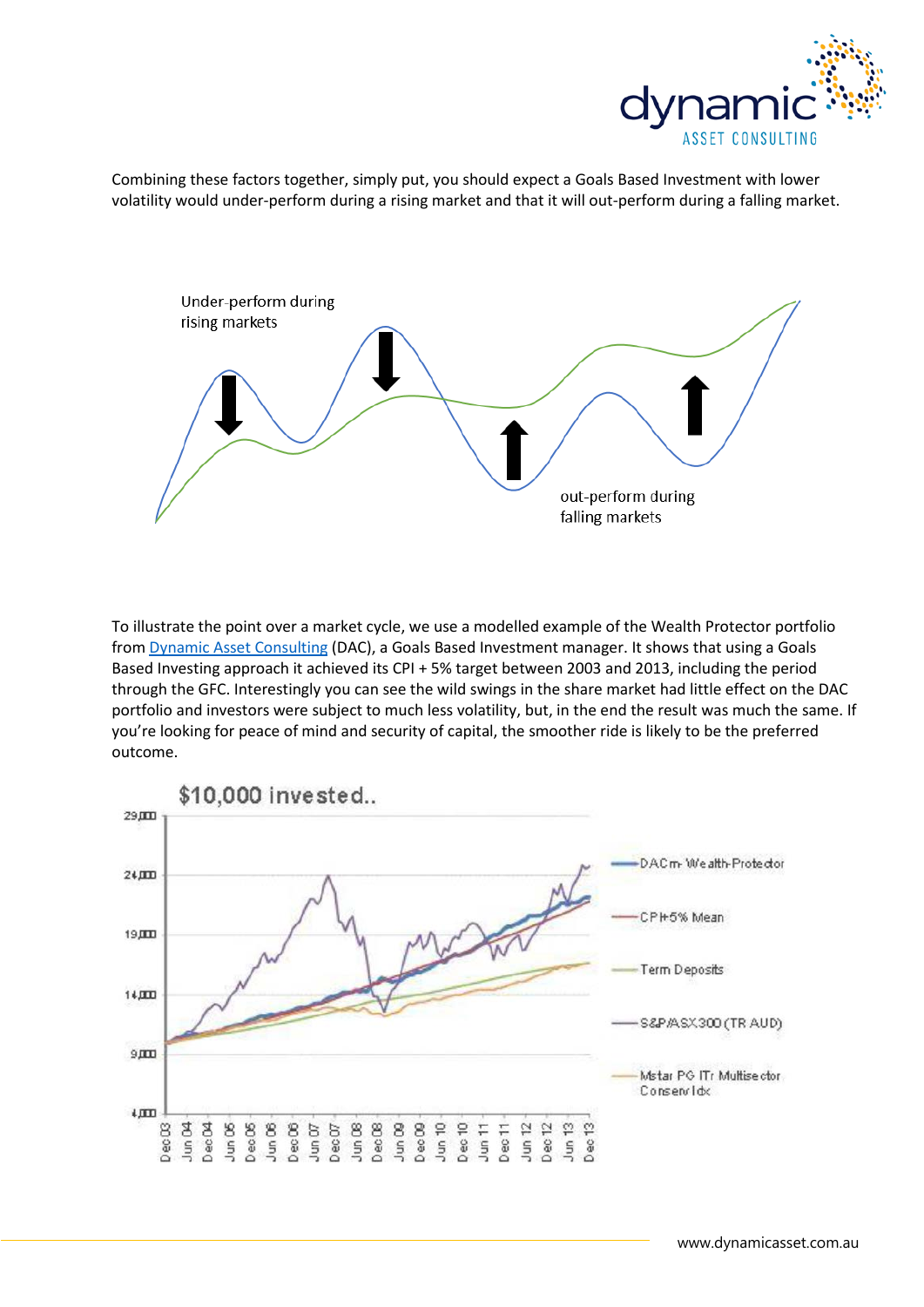Combining these factors together, simply put, you should expect a Goals Based Investment with lower volatility would under-perform during a rising market and that it will out-perform during a falling market.

Under-perform during rising markets

out-perform during falling markets

To illustrate the point over a market cycle, we use a modelled example of the Wealth Protector portfolio from [Dynamic Asset Consulting](http://www.dynamicasset.com.au) (DAC), a Goals Based Investment manager. It shows that using a Goals Based Investing approach it achieved its CPI + 5% target between 2003 and 2013, including the period through the GFC. Interestingly you can see the wild swings in the share market had little effect on the DAC portfolio and investors were subject to much less volatility, but, in the end the result was much the same. If you're looking for peace of mind and security of capital, the smoother ride is likely to be the preferred outcome.

$10,000 invested..

- DACm Wealth Protector
- CPI+5% Mean
- Term Deposits
- S&P/ASX300 (TR AUD)
- Mstar PG ITr Multisector Conserv Idx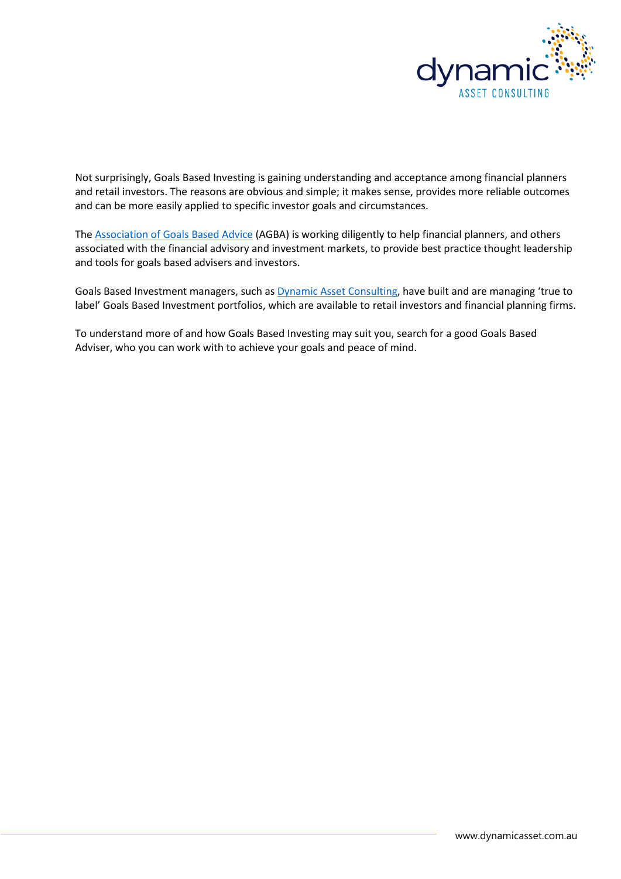Not surprisingly, Goals Based Investing is gaining understanding and acceptance among financial planners and retail investors. The reasons are obvious and simple; it makes sense, provides more reliable outcomes and can be more easily applied to specific investor goals and circumstances.

The Association of Goals Based Advice (AGBA) is working diligently to help financial planners, and others associated with the financial advisory and investment markets, to provide best practice thought leadership and tools for goals based advisers and investors.

Goals Based Investment managers, such as Dynamic Asset Consulting, have built and are managing 'true to label' Goals Based Investment portfolios, which are available to retail investors and financial planning firms.

To understand more of and how Goals Based Investing may suit you, search for a good Goals Based Adviser, who you can work with to achieve your goals and peace of mind.